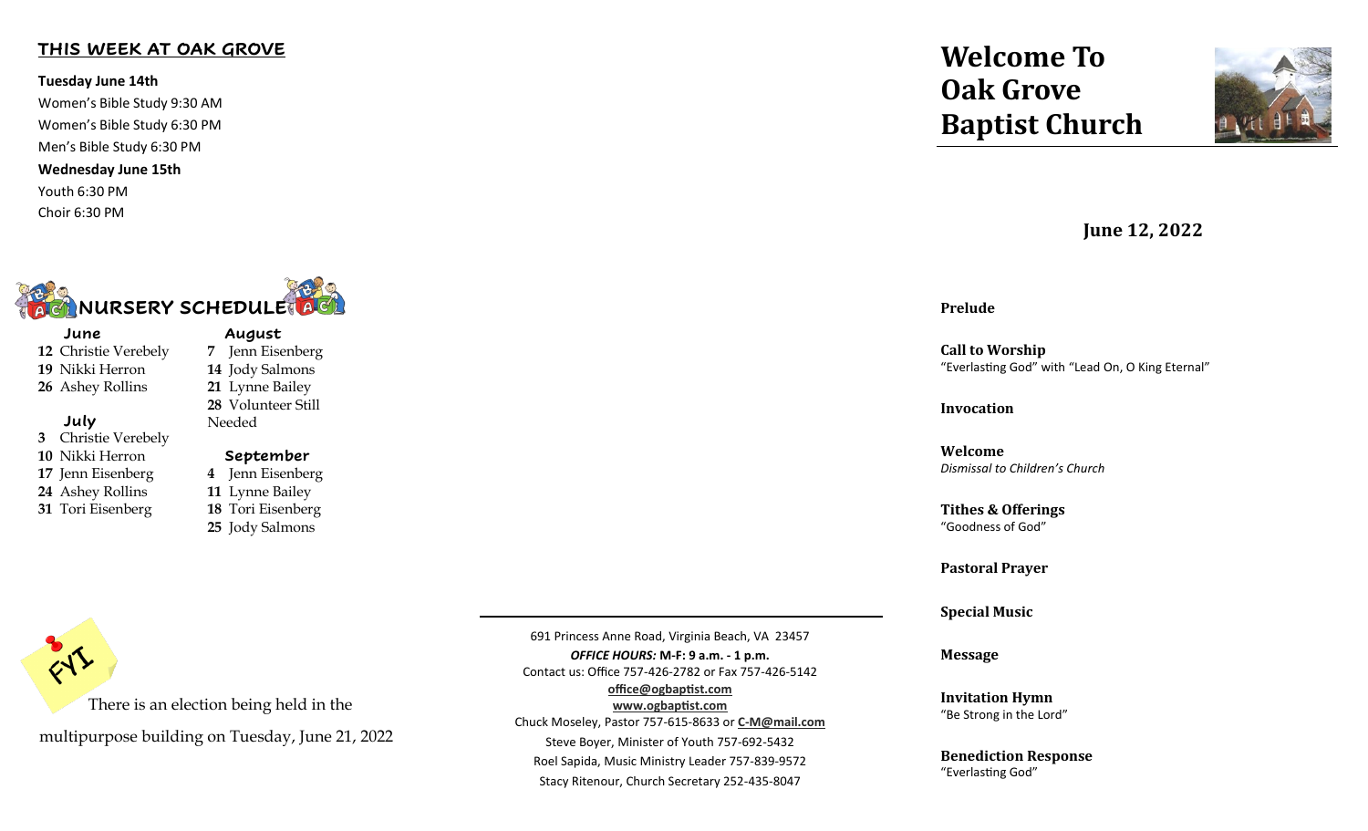## THIS WEEK AT OAK GROVE

**Tuesday June 14th**

Women's Bible Study 9:30 AM

Women's Bible Study 6:30 PM

Men's Bible Study 6:30 PM

**Wednesday June 15th**

Youth 6:30 PM

Choir 6:30 PM

## NURSERY SCHEDULE

**June**

**12** Christie Verebely
**19** Nikki Herron
**26** Ashey Rollins

**July**

**3** Christie Verebely
**10** Nikki Herron
**17** Jenn Eisenberg
**24** Ashey Rollins
**31** Tori Eisenberg

**August**

**7** Jenn Eisenberg
**14** Jody Salmons
**21** Lynne Bailey
**28** Volunteer Still Needed

**September**

**4** Jenn Eisenberg
**11** Lynne Bailey
**18** Tori Eisenberg
**25** Jody Salmons

FYI

There is an election being held in the multipurpose building on Tuesday, June 21, 2022

691 Princess Anne Road, Virginia Beach, VA 23457

***OFFICE HOURS:*** **M-F: 9 a.m. - 1 p.m.**

Contact us: Office 757-426-2782 or Fax 757-426-5142

**office@ogbaptist.com**

**www.ogbaptist.com**

Chuck Moseley, Pastor 757-615-8633 or **C-M@mail.com**

Steve Boyer, Minister of Youth 757-692-5432

Roel Sapida, Music Ministry Leader 757-839-9572

Stacy Ritenour, Church Secretary 252-435-8047

# Welcome To Oak Grove Baptist Church

**June 12, 2022**

**Prelude**

**Call to Worship**
"Everlasting God" with "Lead On, O King Eternal"

**Invocation**

**Welcome**
*Dismissal to Children's Church*

**Tithes & Offerings**
"Goodness of God"

**Pastoral Prayer**

**Special Music**

**Message**

**Invitation Hymn**
"Be Strong in the Lord"

**Benediction Response**
"Everlasting God"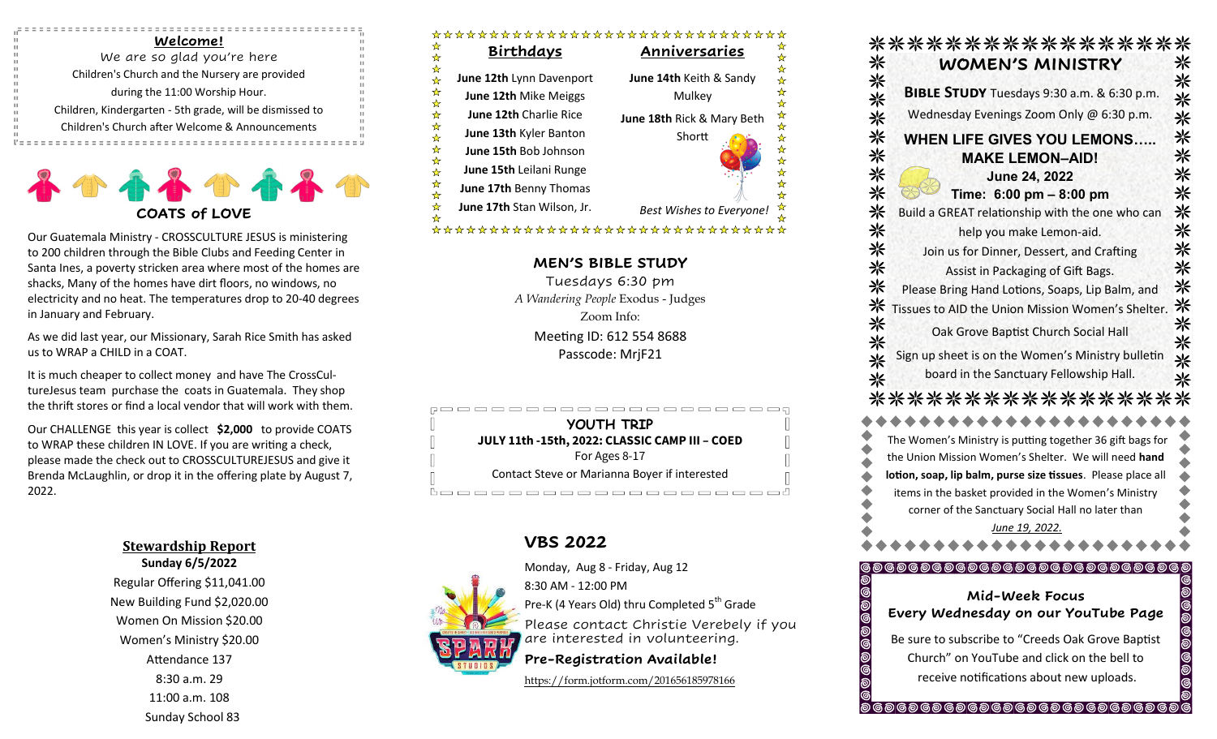## Welcome!

We are so glad you're here

Children's Church and the Nursery are provided during the 11:00 Worship Hour.

Children, Kindergarten - 5th grade, will be dismissed to Children's Church after Welcome & Announcements

## COATS of LOVE

Our Guatemala Ministry - CROSSCULTURE JESUS is ministering to 200 children through the Bible Clubs and Feeding Center in Santa Ines, a poverty stricken area where most of the homes are shacks, Many of the homes have dirt floors, no windows, no electricity and no heat. The temperatures drop to 20-40 degrees in January and February.

As we did last year, our Missionary, Sarah Rice Smith has asked us to WRAP a CHILD in a COAT.

It is much cheaper to collect money and have The CrossCultureJesus team purchase the coats in Guatemala. They shop the thrift stores or find a local vendor that will work with them.

Our CHALLENGE this year is collect **$2,000** to provide COATS to WRAP these children IN LOVE. If you are writing a check, please made the check out to CROSSCULTUREJESUS and give it Brenda McLaughlin, or drop it in the offering plate by August 7, 2022.

## Stewardship Report

**Sunday 6/5/2022**

Regular Offering $11,041.00

New Building Fund $2,020.00

Women On Mission $20.00

Women's Ministry $20.00

Attendance 137

8:30 a.m. 29

11:00 a.m. 108

Sunday School 83

## Birthdays

**June 12th** Lynn Davenport

**June 12th** Mike Meiggs

**June 12th** Charlie Rice

**June 13th** Kyler Banton

**June 15th** Bob Johnson

**June 15th** Leilani Runge

**June 17th** Benny Thomas

**June 17th** Stan Wilson, Jr.

## Anniversaries

**June 14th** Keith & Sandy Mulkey

**June 18th** Rick & Mary Beth Shortt

*Best Wishes to Everyone!*

## MEN'S BIBLE STUDY

Tuesdays 6:30 pm

*A Wandering People* Exodus - Judges

Zoom Info:

Meeting ID: 612 554 8688

Passcode: MrjF21

## YOUTH TRIP

**JULY 11th -15th, 2022: CLASSIC CAMP III – COED**

For Ages 8-17

Contact Steve or Marianna Boyer if interested

## VBS 2022

Monday, Aug 8 - Friday, Aug 12

8:30 AM - 12:00 PM

Pre-K (4 Years Old) thru Completed 5th Grade

Please contact Christie Verebely if you are interested in volunteering.

**Pre-Registration Available!**

https://form.jotform.com/201656185978166

## WOMEN'S MINISTRY

**BIBLE STUDY** Tuesdays 9:30 a.m. & 6:30 p.m.

Wednesday Evenings Zoom Only @ 6:30 p.m.

**WHEN LIFE GIVES YOU LEMONS…..**

**MAKE LEMON–AID!**

**June 24, 2022**

**Time: 6:00 pm – 8:00 pm**

Build a GREAT relationship with the one who can help you make Lemon-aid.

Join us for Dinner, Dessert, and Crafting

Assist in Packaging of Gift Bags.

Please Bring Hand Lotions, Soaps, Lip Balm, and Tissues to AID the Union Mission Women's Shelter.

Oak Grove Baptist Church Social Hall

Sign up sheet is on the Women's Ministry bulletin board in the Sanctuary Fellowship Hall.

The Women's Ministry is putting together 36 gift bags for the Union Mission Women's Shelter. We will need **hand lotion, soap, lip balm, purse size tissues**. Please place all items in the basket provided in the Women's Ministry corner of the Sanctuary Social Hall no later than June 19, 2022.

## Mid-Week Focus

**Every Wednesday on our YouTube Page**

Be sure to subscribe to "Creeds Oak Grove Baptist Church" on YouTube and click on the bell to receive notifications about new uploads.